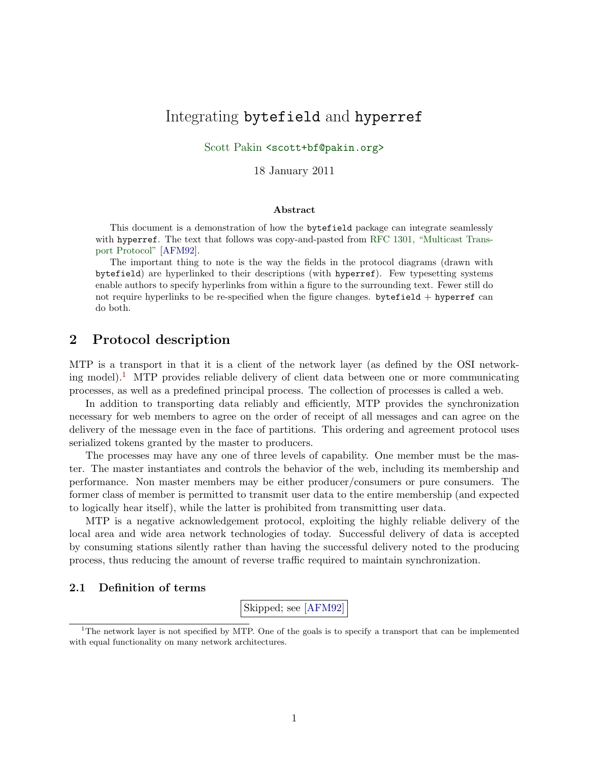# Integrating bytefield and hyperref

Scott Pakin <scott+bf@pakin.org>

18 January 2011

**Abstract**

This document is a demonstration of how the bytefield package can integrate seamlessly with hyperref. The text that follows was copy-and-pasted from RFC 1301, "Multicast Transport Protocol" [AFM92].

The important thing to note is the way the fields in the protocol diagrams (drawn with bytefield) are hyperlinked to their descriptions (with hyperref). Few typesetting systems enable authors to specify hyperlinks from within a figure to the surrounding text. Fewer still do not require hyperlinks to be re-specified when the figure changes. bytefield + hyperref can do both.

## 2 Protocol description

MTP is a transport in that it is a client of the network layer (as defined by the OSI networking model).[1] MTP provides reliable delivery of client data between one or more communicating processes, as well as a predefined principal process. The collection of processes is called a web.

In addition to transporting data reliably and efficiently, MTP provides the synchronization necessary for web members to agree on the order of receipt of all messages and can agree on the delivery of the message even in the face of partitions. This ordering and agreement protocol uses serialized tokens granted by the master to producers.

The processes may have any one of three levels of capability. One member must be the master. The master instantiates and controls the behavior of the web, including its membership and performance. Non master members may be either producer/consumers or pure consumers. The former class of member is permitted to transmit user data to the entire membership (and expected to logically hear itself), while the latter is prohibited from transmitting user data.

MTP is a negative acknowledgement protocol, exploiting the highly reliable delivery of the local area and wide area network technologies of today. Successful delivery of data is accepted by consuming stations silently rather than having the successful delivery noted to the producing process, thus reducing the amount of reverse traffic required to maintain synchronization.

### 2.1 Definition of terms

Skipped; see [AFM92]

[1] The network layer is not specified by MTP. One of the goals is to specify a transport that can be implemented with equal functionality on many network architectures.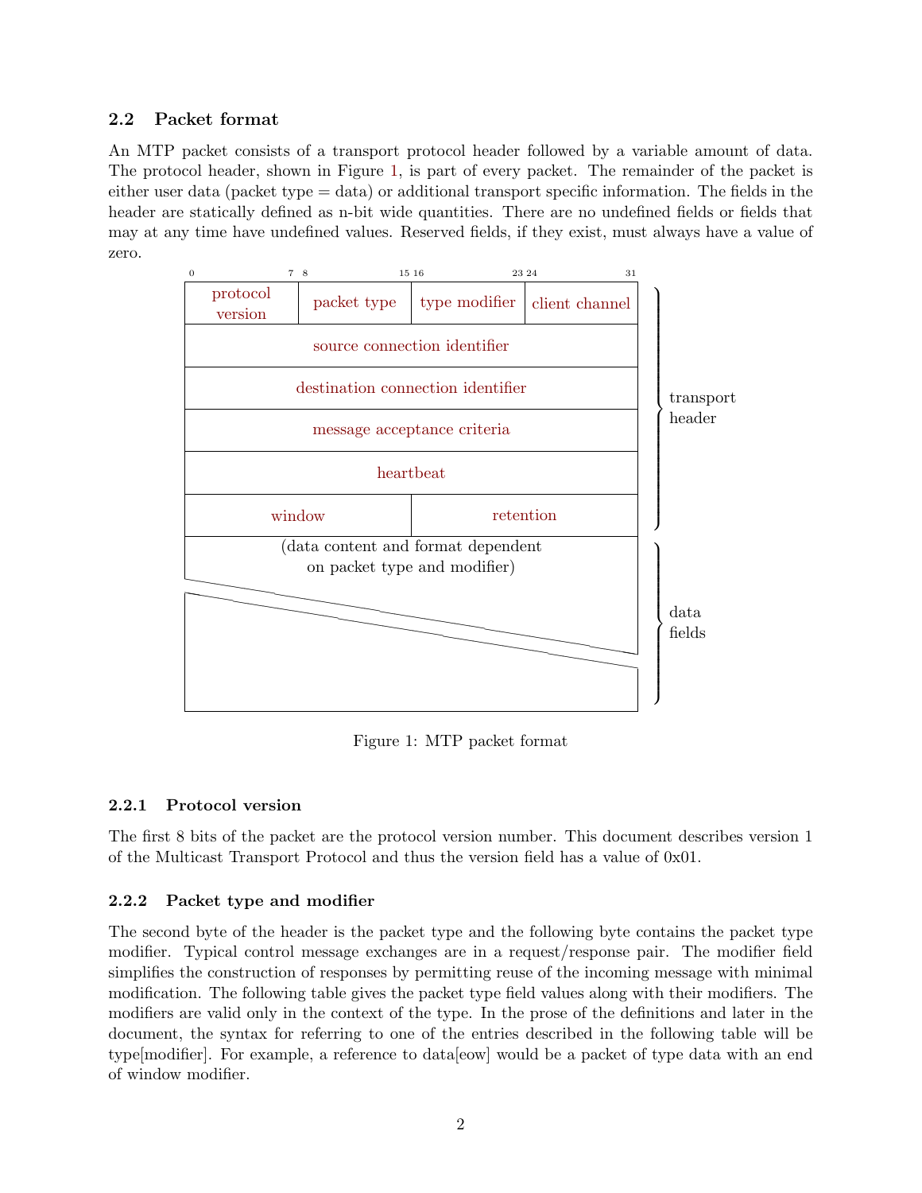### 2.2 Packet format

An MTP packet consists of a transport protocol header followed by a variable amount of data. The protocol header, shown in Figure 1, is part of every packet. The remainder of the packet is either user data (packet type = data) or additional transport specific information. The fields in the header are statically defined as n-bit wide quantities. There are no undefined fields or fields that may at any time have undefined values. Reserved fields, if they exist, must always have a value of zero.

| 0 – 7 | 8 – 15 | 16 – 23 | 24 – 31 | |
|---|---|---|---|---|
| protocol version | packet type | type modifier | client channel | transport header |
| source connection identifier | | | | |
| destination connection identifier | | | | |
| message acceptance criteria | | | | |
| heartbeat | | | | |
| window | | retention | | |
| (data content and format dependent on packet type and modifier) | | | | data fields |

Figure 1: MTP packet format

#### 2.2.1 Protocol version

The first 8 bits of the packet are the protocol version number. This document describes version 1 of the Multicast Transport Protocol and thus the version field has a value of 0x01.

#### 2.2.2 Packet type and modifier

The second byte of the header is the packet type and the following byte contains the packet type modifier. Typical control message exchanges are in a request/response pair. The modifier field simplifies the construction of responses by permitting reuse of the incoming message with minimal modification. The following table gives the packet type field values along with their modifiers. The modifiers are valid only in the context of the type. In the prose of the definitions and later in the document, the syntax for referring to one of the entries described in the following table will be type[modifier]. For example, a reference to data[eow] would be a packet of type data with an end of window modifier.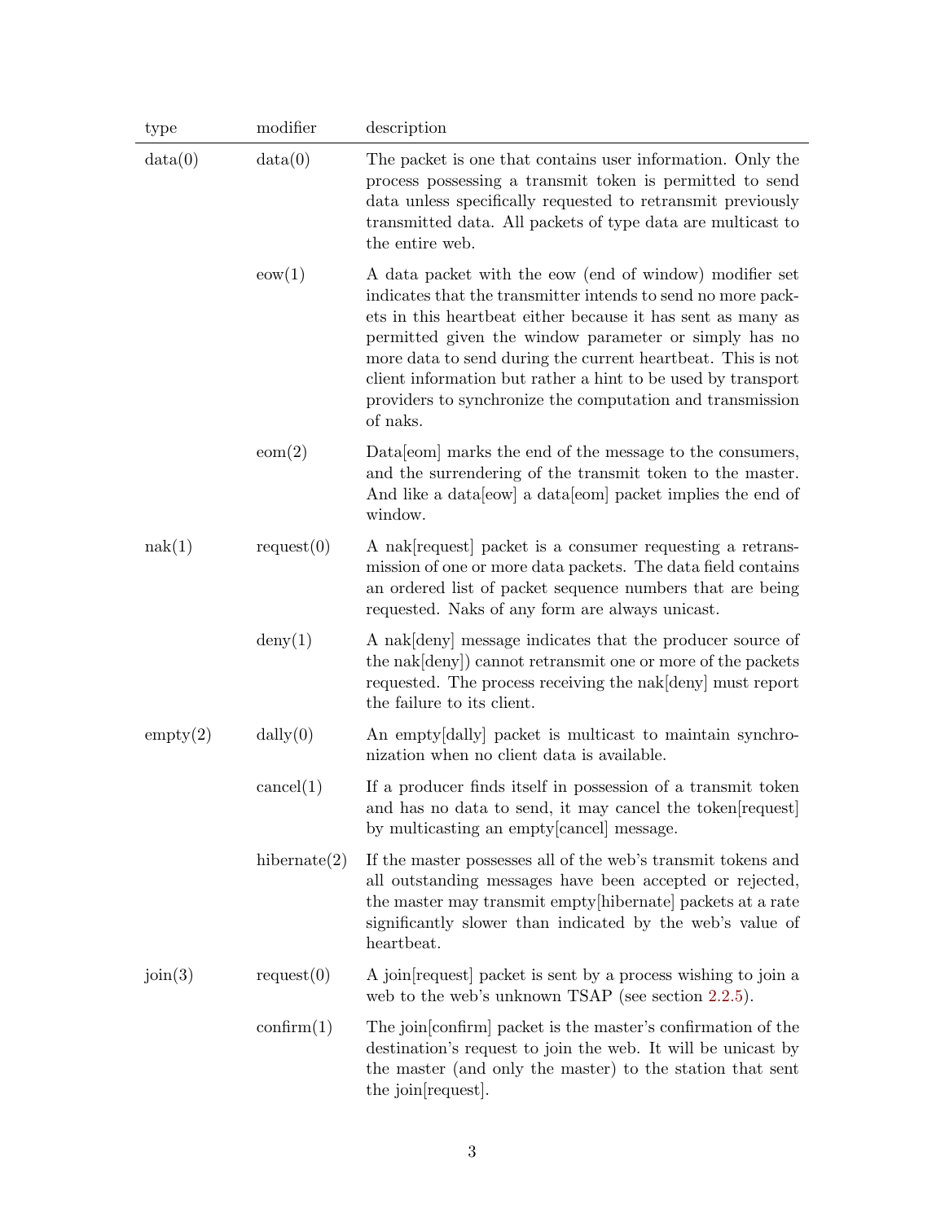| type | modifier | description |
|---|---|---|
| data(0) | data(0) | The packet is one that contains user information. Only the process possessing a transmit token is permitted to send data unless specifically requested to retransmit previously transmitted data. All packets of type data are multicast to the entire web. |
| | eow(1) | A data packet with the eow (end of window) modifier set indicates that the transmitter intends to send no more packets in this heartbeat either because it has sent as many as permitted given the window parameter or simply has no more data to send during the current heartbeat. This is not client information but rather a hint to be used by transport providers to synchronize the computation and transmission of naks. |
| | eom(2) | Data[eom] marks the end of the message to the consumers, and the surrendering of the transmit token to the master. And like a data[eow] a data[eom] packet implies the end of window. |
| nak(1) | request(0) | A nak[request] packet is a consumer requesting a retransmission of one or more data packets. The data field contains an ordered list of packet sequence numbers that are being requested. Naks of any form are always unicast. |
| | deny(1) | A nak[deny] message indicates that the producer source of the nak[deny]) cannot retransmit one or more of the packets requested. The process receiving the nak[deny] must report the failure to its client. |
| empty(2) | dally(0) | An empty[dally] packet is multicast to maintain synchronization when no client data is available. |
| | cancel(1) | If a producer finds itself in possession of a transmit token and has no data to send, it may cancel the token[request] by multicasting an empty[cancel] message. |
| | hibernate(2) | If the master possesses all of the web's transmit tokens and all outstanding messages have been accepted or rejected, the master may transmit empty[hibernate] packets at a rate significantly slower than indicated by the web's value of heartbeat. |
| join(3) | request(0) | A join[request] packet is sent by a process wishing to join a web to the web's unknown TSAP (see section 2.2.5). |
| | confirm(1) | The join[confirm] packet is the master's confirmation of the destination's request to join the web. It will be unicast by the master (and only the master) to the station that sent the join[request]. |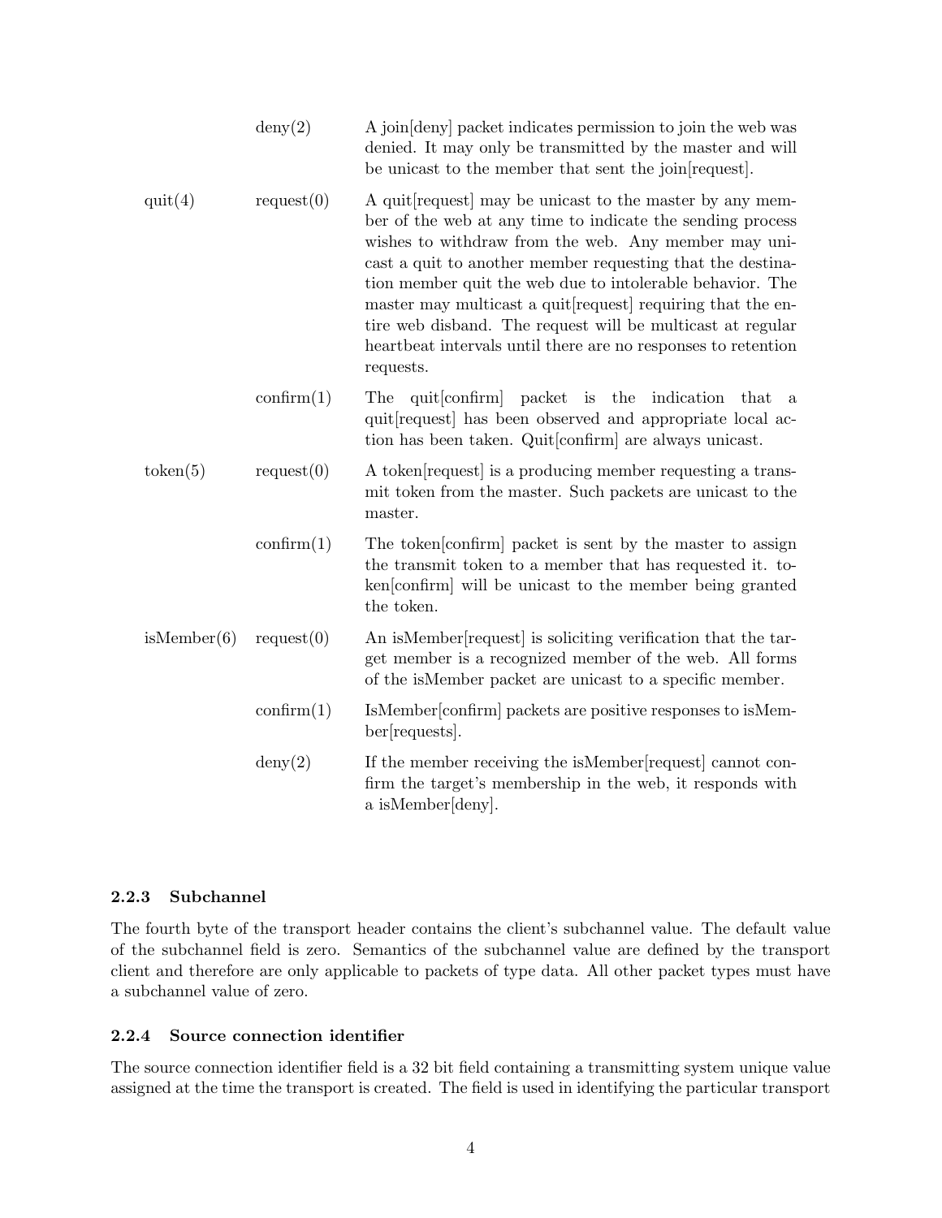| | | |
|---|---|---|
| | deny(2) | A join[deny] packet indicates permission to join the web was denied. It may only be transmitted by the master and will be unicast to the member that sent the join[request]. |
| quit(4) | request(0) | A quit[request] may be unicast to the master by any member of the web at any time to indicate the sending process wishes to withdraw from the web. Any member may unicast a quit to another member requesting that the destination member quit the web due to intolerable behavior. The master may multicast a quit[request] requiring that the entire web disband. The request will be multicast at regular heartbeat intervals until there are no responses to retention requests. |
| | confirm(1) | The quit[confirm] packet is the indication that a quit[request] has been observed and appropriate local action has been taken. Quit[confirm] are always unicast. |
| token(5) | request(0) | A token[request] is a producing member requesting a transmit token from the master. Such packets are unicast to the master. |
| | confirm(1) | The token[confirm] packet is sent by the master to assign the transmit token to a member that has requested it. token[confirm] will be unicast to the member being granted the token. |
| isMember(6) | request(0) | An isMember[request] is soliciting verification that the target member is a recognized member of the web. All forms of the isMember packet are unicast to a specific member. |
| | confirm(1) | IsMember[confirm] packets are positive responses to isMember[requests]. |
| | deny(2) | If the member receiving the isMember[request] cannot confirm the target's membership in the web, it responds with a isMember[deny]. |

### 2.2.3 Subchannel

The fourth byte of the transport header contains the client's subchannel value. The default value of the subchannel field is zero. Semantics of the subchannel value are defined by the transport client and therefore are only applicable to packets of type data. All other packet types must have a subchannel value of zero.

### 2.2.4 Source connection identifier

The source connection identifier field is a 32 bit field containing a transmitting system unique value assigned at the time the transport is created. The field is used in identifying the particular transport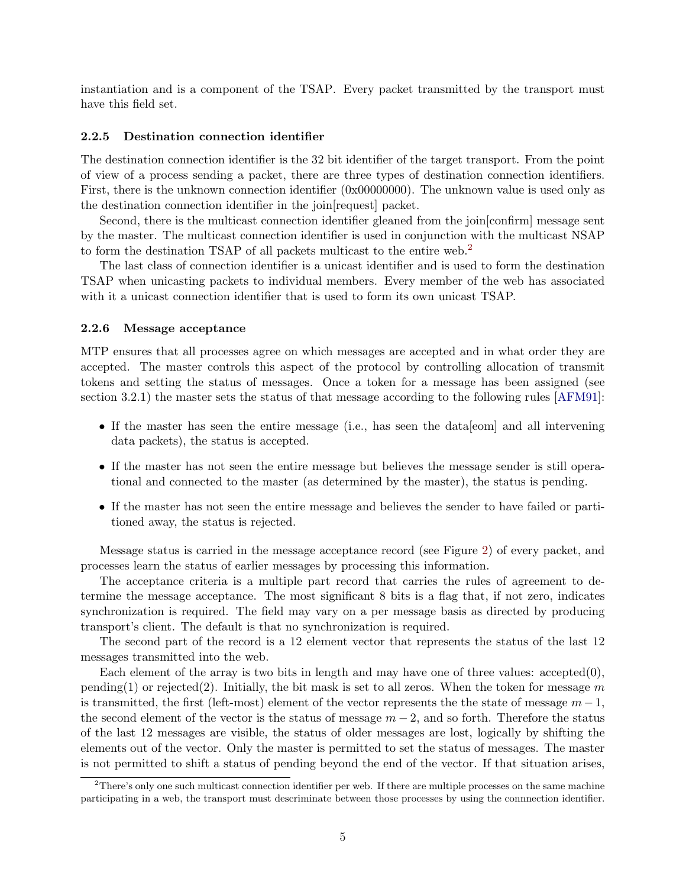instantiation and is a component of the TSAP. Every packet transmitted by the transport must have this field set.

### 2.2.5 Destination connection identifier

The destination connection identifier is the 32 bit identifier of the target transport. From the point of view of a process sending a packet, there are three types of destination connection identifiers. First, there is the unknown connection identifier (0x00000000). The unknown value is used only as the destination connection identifier in the join[request] packet.

Second, there is the multicast connection identifier gleaned from the join[confirm] message sent by the master. The multicast connection identifier is used in conjunction with the multicast NSAP to form the destination TSAP of all packets multicast to the entire web.[2]

The last class of connection identifier is a unicast identifier and is used to form the destination TSAP when unicasting packets to individual members. Every member of the web has associated with it a unicast connection identifier that is used to form its own unicast TSAP.

### 2.2.6 Message acceptance

MTP ensures that all processes agree on which messages are accepted and in what order they are accepted. The master controls this aspect of the protocol by controlling allocation of transmit tokens and setting the status of messages. Once a token for a message has been assigned (see section 3.2.1) the master sets the status of that message according to the following rules [AFM91]:

- If the master has seen the entire message (i.e., has seen the data[eom] and all intervening data packets), the status is accepted.
- If the master has not seen the entire message but believes the message sender is still operational and connected to the master (as determined by the master), the status is pending.
- If the master has not seen the entire message and believes the sender to have failed or partitioned away, the status is rejected.

Message status is carried in the message acceptance record (see Figure 2) of every packet, and processes learn the status of earlier messages by processing this information.

The acceptance criteria is a multiple part record that carries the rules of agreement to determine the message acceptance. The most significant 8 bits is a flag that, if not zero, indicates synchronization is required. The field may vary on a per message basis as directed by producing transport's client. The default is that no synchronization is required.

The second part of the record is a 12 element vector that represents the status of the last 12 messages transmitted into the web.

Each element of the array is two bits in length and may have one of three values: accepted(0), pending(1) or rejected(2). Initially, the bit mask is set to all zeros. When the token for message $m$ is transmitted, the first (left-most) element of the vector represents the the state of message $m-1$, the second element of the vector is the status of message $m-2$, and so forth. Therefore the status of the last 12 messages are visible, the status of older messages are lost, logically by shifting the elements out of the vector. Only the master is permitted to set the status of messages. The master is not permitted to shift a status of pending beyond the end of the vector. If that situation arises,

[2] There's only one such multicast connection identifier per web. If there are multiple processes on the same machine participating in a web, the transport must descriminate between those processes by using the connnection identifier.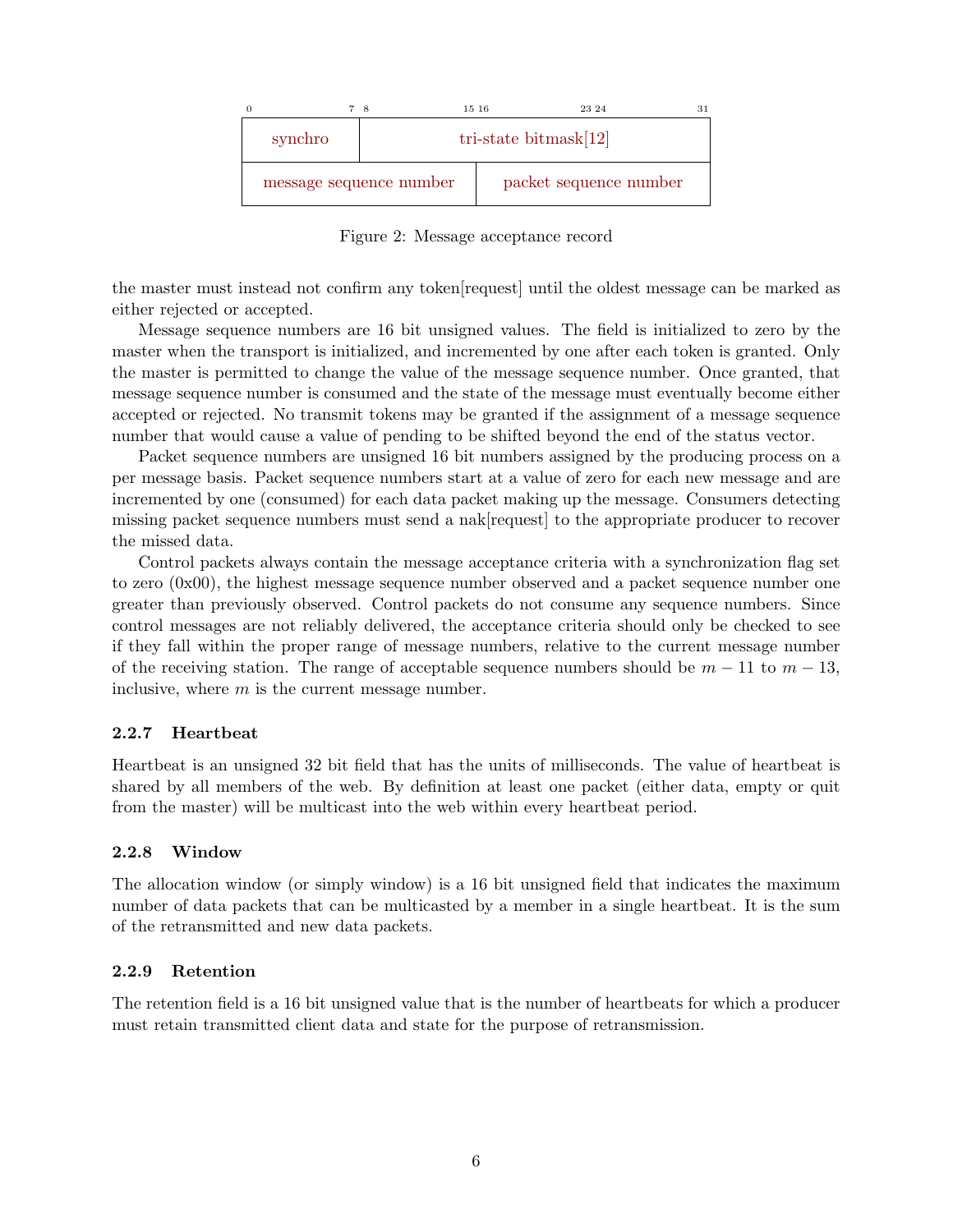| 0–7 | 8–15 | 16–23 | 24–31 |
|---|---|---|---|
| synchro | tri-state bitmask[12] | | |
| message sequence number | | packet sequence number | |

Figure 2: Message acceptance record

the master must instead not confirm any token[request] until the oldest message can be marked as either rejected or accepted.

Message sequence numbers are 16 bit unsigned values. The field is initialized to zero by the master when the transport is initialized, and incremented by one after each token is granted. Only the master is permitted to change the value of the message sequence number. Once granted, that message sequence number is consumed and the state of the message must eventually become either accepted or rejected. No transmit tokens may be granted if the assignment of a message sequence number that would cause a value of pending to be shifted beyond the end of the status vector.

Packet sequence numbers are unsigned 16 bit numbers assigned by the producing process on a per message basis. Packet sequence numbers start at a value of zero for each new message and are incremented by one (consumed) for each data packet making up the message. Consumers detecting missing packet sequence numbers must send a nak[request] to the appropriate producer to recover the missed data.

Control packets always contain the message acceptance criteria with a synchronization flag set to zero (0x00), the highest message sequence number observed and a packet sequence number one greater than previously observed. Control packets do not consume any sequence numbers. Since control messages are not reliably delivered, the acceptance criteria should only be checked to see if they fall within the proper range of message numbers, relative to the current message number of the receiving station. The range of acceptable sequence numbers should be $m - 11$ to $m - 13$, inclusive, where $m$ is the current message number.

### 2.2.7 Heartbeat

Heartbeat is an unsigned 32 bit field that has the units of milliseconds. The value of heartbeat is shared by all members of the web. By definition at least one packet (either data, empty or quit from the master) will be multicast into the web within every heartbeat period.

### 2.2.8 Window

The allocation window (or simply window) is a 16 bit unsigned field that indicates the maximum number of data packets that can be multicasted by a member in a single heartbeat. It is the sum of the retransmitted and new data packets.

### 2.2.9 Retention

The retention field is a 16 bit unsigned value that is the number of heartbeats for which a producer must retain transmitted client data and state for the purpose of retransmission.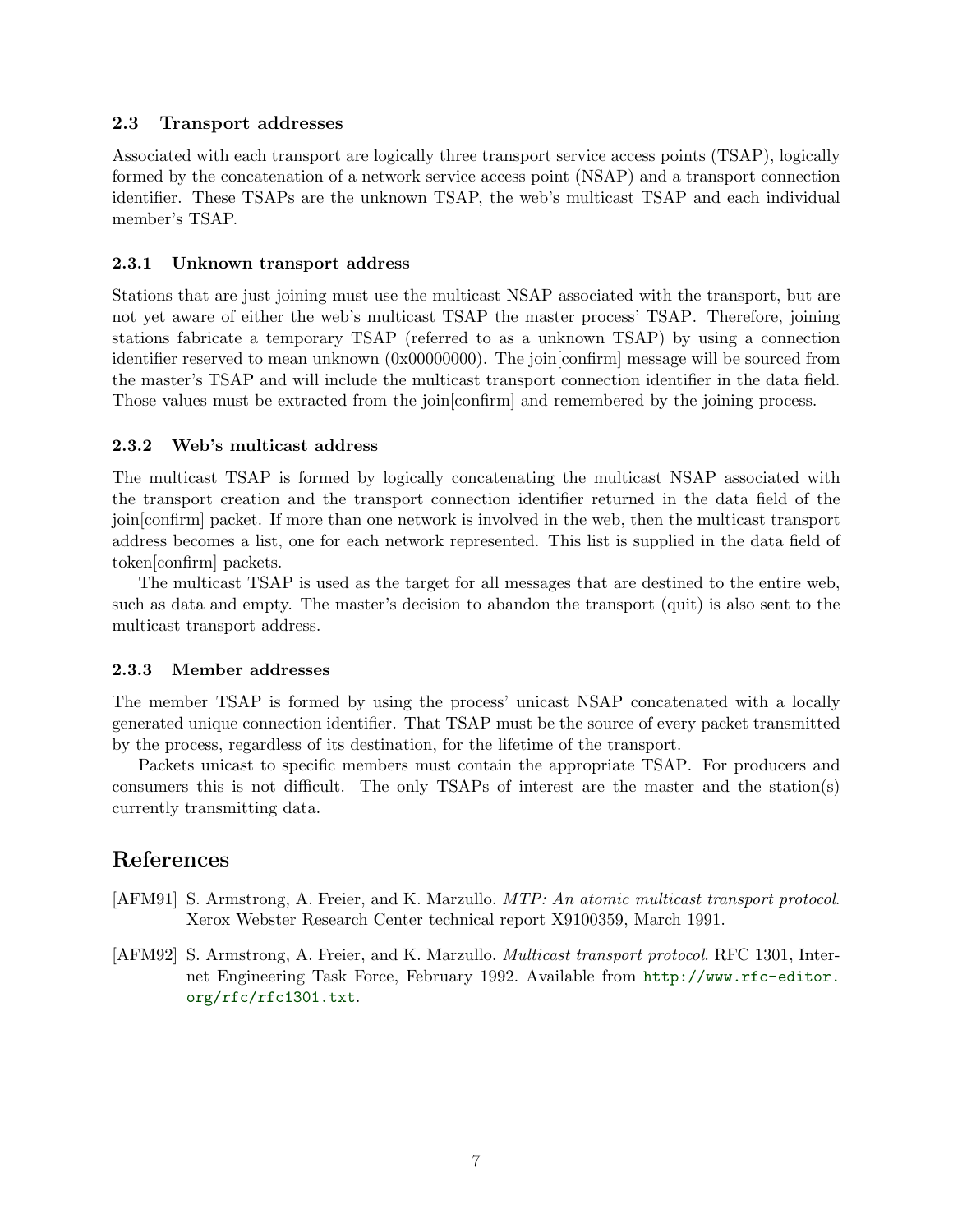### 2.3 Transport addresses

Associated with each transport are logically three transport service access points (TSAP), logically formed by the concatenation of a network service access point (NSAP) and a transport connection identifier. These TSAPs are the unknown TSAP, the web's multicast TSAP and each individual member's TSAP.

#### 2.3.1 Unknown transport address

Stations that are just joining must use the multicast NSAP associated with the transport, but are not yet aware of either the web's multicast TSAP the master process' TSAP. Therefore, joining stations fabricate a temporary TSAP (referred to as a unknown TSAP) by using a connection identifier reserved to mean unknown (0x00000000). The join[confirm] message will be sourced from the master's TSAP and will include the multicast transport connection identifier in the data field. Those values must be extracted from the join[confirm] and remembered by the joining process.

#### 2.3.2 Web's multicast address

The multicast TSAP is formed by logically concatenating the multicast NSAP associated with the transport creation and the transport connection identifier returned in the data field of the join[confirm] packet. If more than one network is involved in the web, then the multicast transport address becomes a list, one for each network represented. This list is supplied in the data field of token[confirm] packets.

The multicast TSAP is used as the target for all messages that are destined to the entire web, such as data and empty. The master's decision to abandon the transport (quit) is also sent to the multicast transport address.

#### 2.3.3 Member addresses

The member TSAP is formed by using the process' unicast NSAP concatenated with a locally generated unique connection identifier. That TSAP must be the source of every packet transmitted by the process, regardless of its destination, for the lifetime of the transport.

Packets unicast to specific members must contain the appropriate TSAP. For producers and consumers this is not difficult. The only TSAPs of interest are the master and the station(s) currently transmitting data.

## References

[AFM91] S. Armstrong, A. Freier, and K. Marzullo. *MTP: An atomic multicast transport protocol*. Xerox Webster Research Center technical report X9100359, March 1991.

[AFM92] S. Armstrong, A. Freier, and K. Marzullo. *Multicast transport protocol*. RFC 1301, Internet Engineering Task Force, February 1992. Available from http://www.rfc-editor.org/rfc/rfc1301.txt.